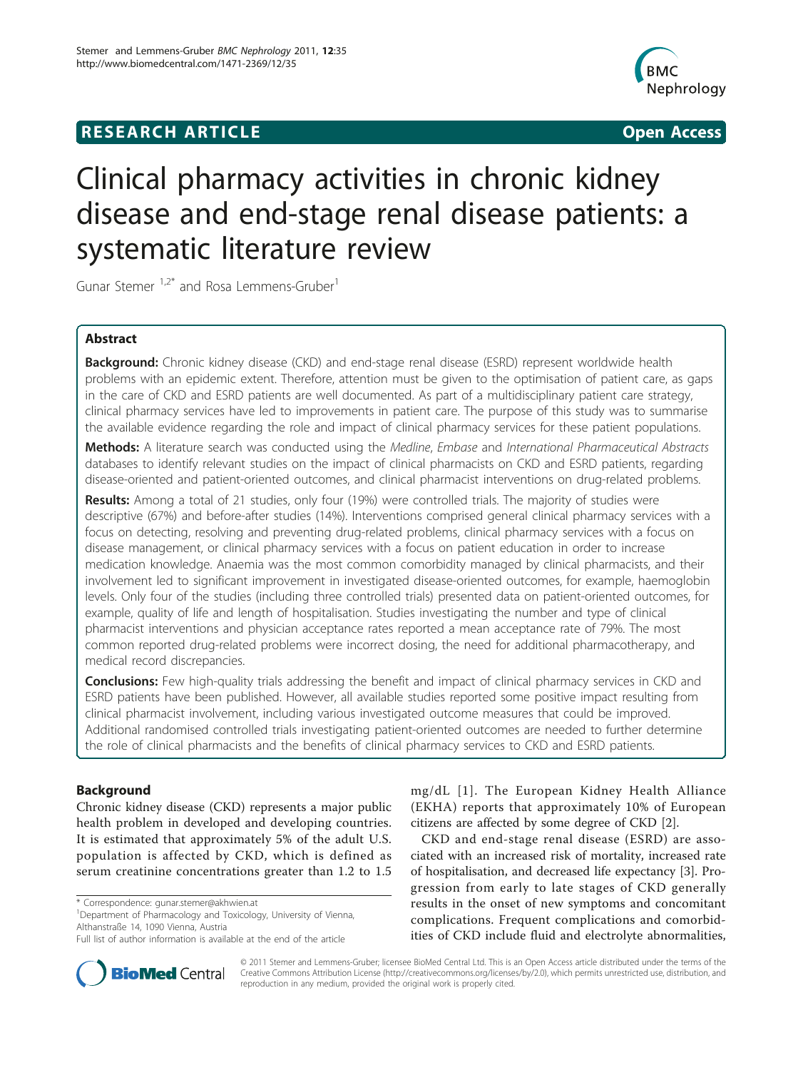**RESEARCH ARTICLE** **Open Access**

# Clinical pharmacy activities in chronic kidney disease and end-stage renal disease patients: a systematic literature review

Gunar Stemer [1,2*] and Rosa Lemmens-Gruber[1]

## Abstract

**Background:** Chronic kidney disease (CKD) and end-stage renal disease (ESRD) represent worldwide health problems with an epidemic extent. Therefore, attention must be given to the optimisation of patient care, as gaps in the care of CKD and ESRD patients are well documented. As part of a multidisciplinary patient care strategy, clinical pharmacy services have led to improvements in patient care. The purpose of this study was to summarise the available evidence regarding the role and impact of clinical pharmacy services for these patient populations.

**Methods:** A literature search was conducted using the *Medline*, *Embase* and *International Pharmaceutical Abstracts* databases to identify relevant studies on the impact of clinical pharmacists on CKD and ESRD patients, regarding disease-oriented and patient-oriented outcomes, and clinical pharmacist interventions on drug-related problems.

**Results:** Among a total of 21 studies, only four (19%) were controlled trials. The majority of studies were descriptive (67%) and before-after studies (14%). Interventions comprised general clinical pharmacy services with a focus on detecting, resolving and preventing drug-related problems, clinical pharmacy services with a focus on disease management, or clinical pharmacy services with a focus on patient education in order to increase medication knowledge. Anaemia was the most common comorbidity managed by clinical pharmacists, and their involvement led to significant improvement in investigated disease-oriented outcomes, for example, haemoglobin levels. Only four of the studies (including three controlled trials) presented data on patient-oriented outcomes, for example, quality of life and length of hospitalisation. Studies investigating the number and type of clinical pharmacist interventions and physician acceptance rates reported a mean acceptance rate of 79%. The most common reported drug-related problems were incorrect dosing, the need for additional pharmacotherapy, and medical record discrepancies.

**Conclusions:** Few high-quality trials addressing the benefit and impact of clinical pharmacy services in CKD and ESRD patients have been published. However, all available studies reported some positive impact resulting from clinical pharmacist involvement, including various investigated outcome measures that could be improved. Additional randomised controlled trials investigating patient-oriented outcomes are needed to further determine the role of clinical pharmacists and the benefits of clinical pharmacy services to CKD and ESRD patients.

## Background

Chronic kidney disease (CKD) represents a major public health problem in developed and developing countries. It is estimated that approximately 5% of the adult U.S. population is affected by CKD, which is defined as serum creatinine concentrations greater than 1.2 to 1.5 mg/dL [1]. The European Kidney Health Alliance (EKHA) reports that approximately 10% of European citizens are affected by some degree of CKD [2].

CKD and end-stage renal disease (ESRD) are associated with an increased risk of mortality, increased rate of hospitalisation, and decreased life expectancy [3]. Progression from early to late stages of CKD generally results in the onset of new symptoms and concomitant complications. Frequent complications and comorbidities of CKD include fluid and electrolyte abnormalities,

\* Correspondence: gunar.stemer@akhwien.at
[1]Department of Pharmacology and Toxicology, University of Vienna, Althanstraße 14, 1090 Vienna, Austria
Full list of author information is available at the end of the article

© 2011 Stemer and Lemmens-Gruber; licensee BioMed Central Ltd. This is an Open Access article distributed under the terms of the Creative Commons Attribution License (http://creativecommons.org/licenses/by/2.0), which permits unrestricted use, distribution, and reproduction in any medium, provided the original work is properly cited.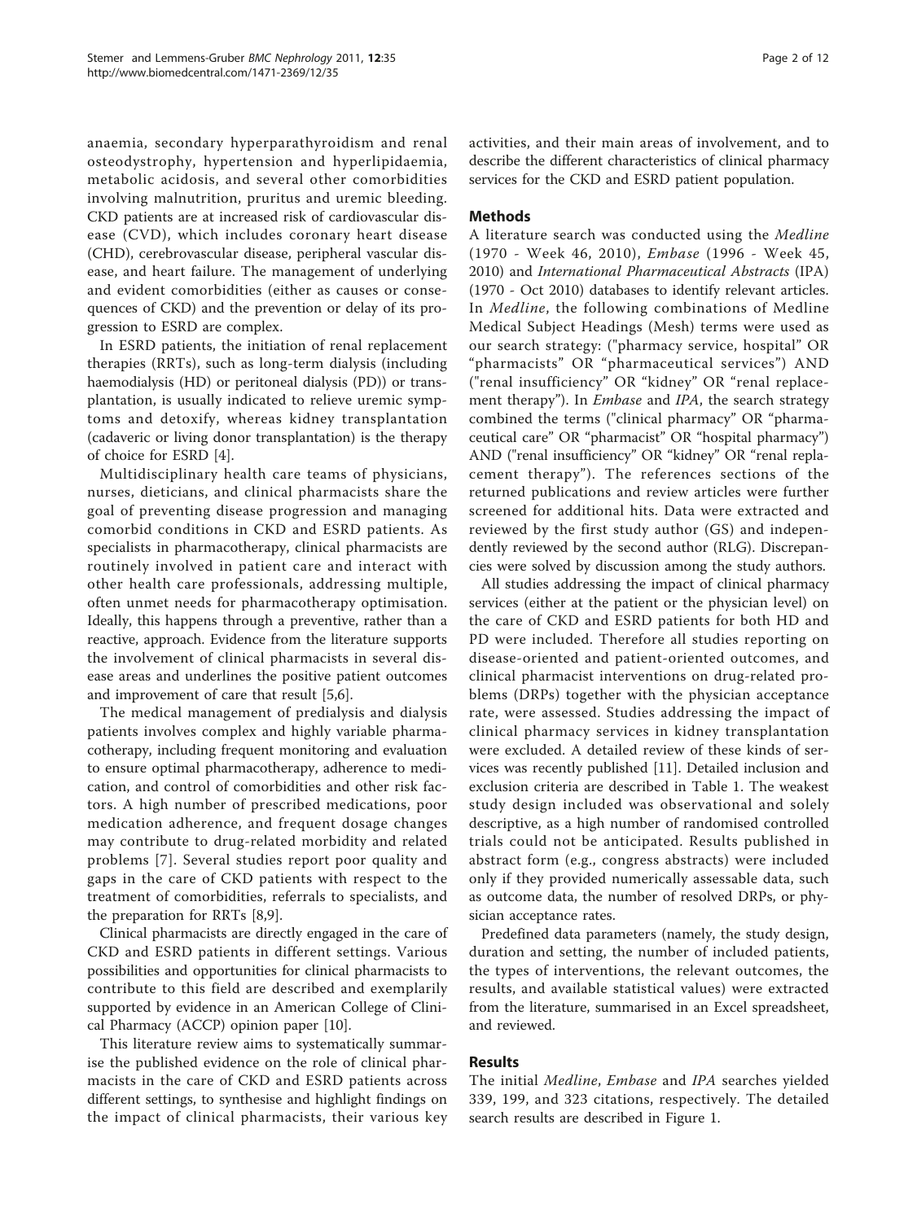anaemia, secondary hyperparathyroidism and renal osteodystrophy, hypertension and hyperlipidaemia, metabolic acidosis, and several other comorbidities involving malnutrition, pruritus and uremic bleeding. CKD patients are at increased risk of cardiovascular disease (CVD), which includes coronary heart disease (CHD), cerebrovascular disease, peripheral vascular disease, and heart failure. The management of underlying and evident comorbidities (either as causes or consequences of CKD) and the prevention or delay of its progression to ESRD are complex.

In ESRD patients, the initiation of renal replacement therapies (RRTs), such as long-term dialysis (including haemodialysis (HD) or peritoneal dialysis (PD)) or transplantation, is usually indicated to relieve uremic symptoms and detoxify, whereas kidney transplantation (cadaveric or living donor transplantation) is the therapy of choice for ESRD [4].

Multidisciplinary health care teams of physicians, nurses, dieticians, and clinical pharmacists share the goal of preventing disease progression and managing comorbid conditions in CKD and ESRD patients. As specialists in pharmacotherapy, clinical pharmacists are routinely involved in patient care and interact with other health care professionals, addressing multiple, often unmet needs for pharmacotherapy optimisation. Ideally, this happens through a preventive, rather than a reactive, approach. Evidence from the literature supports the involvement of clinical pharmacists in several disease areas and underlines the positive patient outcomes and improvement of care that result [5,6].

The medical management of predialysis and dialysis patients involves complex and highly variable pharmacotherapy, including frequent monitoring and evaluation to ensure optimal pharmacotherapy, adherence to medication, and control of comorbidities and other risk factors. A high number of prescribed medications, poor medication adherence, and frequent dosage changes may contribute to drug-related morbidity and related problems [7]. Several studies report poor quality and gaps in the care of CKD patients with respect to the treatment of comorbidities, referrals to specialists, and the preparation for RRTs [8,9].

Clinical pharmacists are directly engaged in the care of CKD and ESRD patients in different settings. Various possibilities and opportunities for clinical pharmacists to contribute to this field are described and exemplarily supported by evidence in an American College of Clinical Pharmacy (ACCP) opinion paper [10].

This literature review aims to systematically summarise the published evidence on the role of clinical pharmacists in the care of CKD and ESRD patients across different settings, to synthesise and highlight findings on the impact of clinical pharmacists, their various key activities, and their main areas of involvement, and to describe the different characteristics of clinical pharmacy services for the CKD and ESRD patient population.

## Methods

A literature search was conducted using the *Medline* (1970 - Week 46, 2010), *Embase* (1996 - Week 45, 2010) and *International Pharmaceutical Abstracts* (IPA) (1970 - Oct 2010) databases to identify relevant articles. In *Medline*, the following combinations of Medline Medical Subject Headings (Mesh) terms were used as our search strategy: ("pharmacy service, hospital" OR "pharmacists" OR "pharmaceutical services") AND ("renal insufficiency" OR "kidney" OR "renal replacement therapy"). In *Embase* and *IPA*, the search strategy combined the terms ("clinical pharmacy" OR "pharmaceutical care" OR "pharmacist" OR "hospital pharmacy") AND ("renal insufficiency" OR "kidney" OR "renal replacement therapy"). The references sections of the returned publications and review articles were further screened for additional hits. Data were extracted and reviewed by the first study author (GS) and independently reviewed by the second author (RLG). Discrepancies were solved by discussion among the study authors.

All studies addressing the impact of clinical pharmacy services (either at the patient or the physician level) on the care of CKD and ESRD patients for both HD and PD were included. Therefore all studies reporting on disease-oriented and patient-oriented outcomes, and clinical pharmacist interventions on drug-related problems (DRPs) together with the physician acceptance rate, were assessed. Studies addressing the impact of clinical pharmacy services in kidney transplantation were excluded. A detailed review of these kinds of services was recently published [11]. Detailed inclusion and exclusion criteria are described in Table 1. The weakest study design included was observational and solely descriptive, as a high number of randomised controlled trials could not be anticipated. Results published in abstract form (e.g., congress abstracts) were included only if they provided numerically assessable data, such as outcome data, the number of resolved DRPs, or physician acceptance rates.

Predefined data parameters (namely, the study design, duration and setting, the number of included patients, the types of interventions, the relevant outcomes, the results, and available statistical values) were extracted from the literature, summarised in an Excel spreadsheet, and reviewed.

## Results

The initial *Medline*, *Embase* and *IPA* searches yielded 339, 199, and 323 citations, respectively. The detailed search results are described in Figure 1.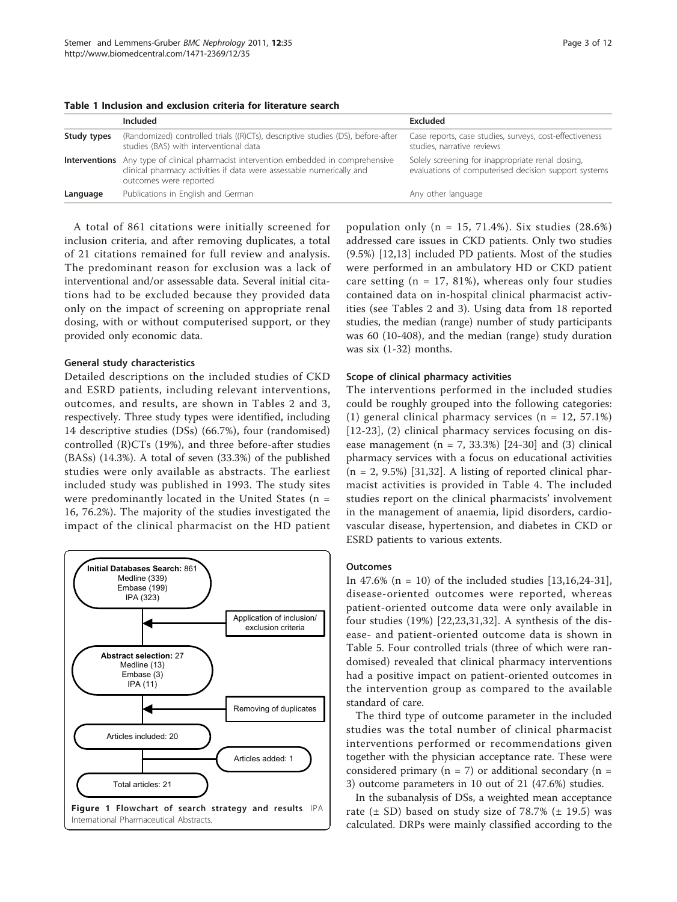**Table 1 Inclusion and exclusion criteria for literature search**

| | Included | Excluded |
|---|---|---|
| **Study types** | (Randomized) controlled trials ((R)CTs), descriptive studies (DS), before-after studies (BAS) with interventional data | Case reports, case studies, surveys, cost-effectiveness studies, narrative reviews |
| **Interventions** | Any type of clinical pharmacist intervention embedded in comprehensive clinical pharmacy activities if data were assessable numerically and outcomes were reported | Solely screening for inappropriate renal dosing, evaluations of computerised decision support systems |
| **Language** | Publications in English and German | Any other language |

A total of 861 citations were initially screened for inclusion criteria, and after removing duplicates, a total of 21 citations remained for full review and analysis. The predominant reason for exclusion was a lack of interventional and/or assessable data. Several initial citations had to be excluded because they provided data only on the impact of screening on appropriate renal dosing, with or without computerised support, or they provided only economic data.

### General study characteristics

Detailed descriptions on the included studies of CKD and ESRD patients, including relevant interventions, outcomes, and results, are shown in Tables 2 and 3, respectively. Three study types were identified, including 14 descriptive studies (DSs) (66.7%), four (randomised) controlled (R)CTs (19%), and three before-after studies (BASs) (14.3%). A total of seven (33.3%) of the published studies were only available as abstracts. The earliest included study was published in 1993. The study sites were predominantly located in the United States (n = 16, 76.2%). The majority of the studies investigated the impact of the clinical pharmacist on the HD patient population only (n = 15, 71.4%). Six studies (28.6%) addressed care issues in CKD patients. Only two studies (9.5%) [12,13] included PD patients. Most of the studies were performed in an ambulatory HD or CKD patient care setting (n = 17, 81%), whereas only four studies contained data on in-hospital clinical pharmacist activities (see Tables 2 and 3). Using data from 18 reported studies, the median (range) number of study participants was 60 (10-408), and the median (range) study duration was six (1-32) months.

Initial Databases Search: 861
Medline (339)
Embase (199)
IPA (323)

Application of inclusion/ exclusion criteria

Abstract selection: 27
Medline (13)
Embase (3)
IPA (11)

Removing of duplicates

Articles included: 20

Articles added: 1

Total articles: 21

**Figure 1 Flowchart of search strategy and results**. IPA International Pharmaceutical Abstracts.

### Scope of clinical pharmacy activities

The interventions performed in the included studies could be roughly grouped into the following categories: (1) general clinical pharmacy services (n = 12, 57.1%) [12-23], (2) clinical pharmacy services focusing on disease management (n = 7, 33.3%) [24-30] and (3) clinical pharmacy services with a focus on educational activities (n = 2, 9.5%) [31,32]. A listing of reported clinical pharmacist activities is provided in Table 4. The included studies report on the clinical pharmacists' involvement in the management of anaemia, lipid disorders, cardiovascular disease, hypertension, and diabetes in CKD or ESRD patients to various extents.

### Outcomes

In 47.6% (n = 10) of the included studies [13,16,24-31], disease-oriented outcomes were reported, whereas patient-oriented outcome data were only available in four studies (19%) [22,23,31,32]. A synthesis of the disease- and patient-oriented outcome data is shown in Table 5. Four controlled trials (three of which were randomised) revealed that clinical pharmacy interventions had a positive impact on patient-oriented outcomes in the intervention group as compared to the available standard of care.

The third type of outcome parameter in the included studies was the total number of clinical pharmacist interventions performed or recommendations given together with the physician acceptance rate. These were considered primary (n = 7) or additional secondary (n = 3) outcome parameters in 10 out of 21 (47.6%) studies.

In the subanalysis of DSs, a weighted mean acceptance rate (± SD) based on study size of 78.7% (± 19.5) was calculated. DRPs were mainly classified according to the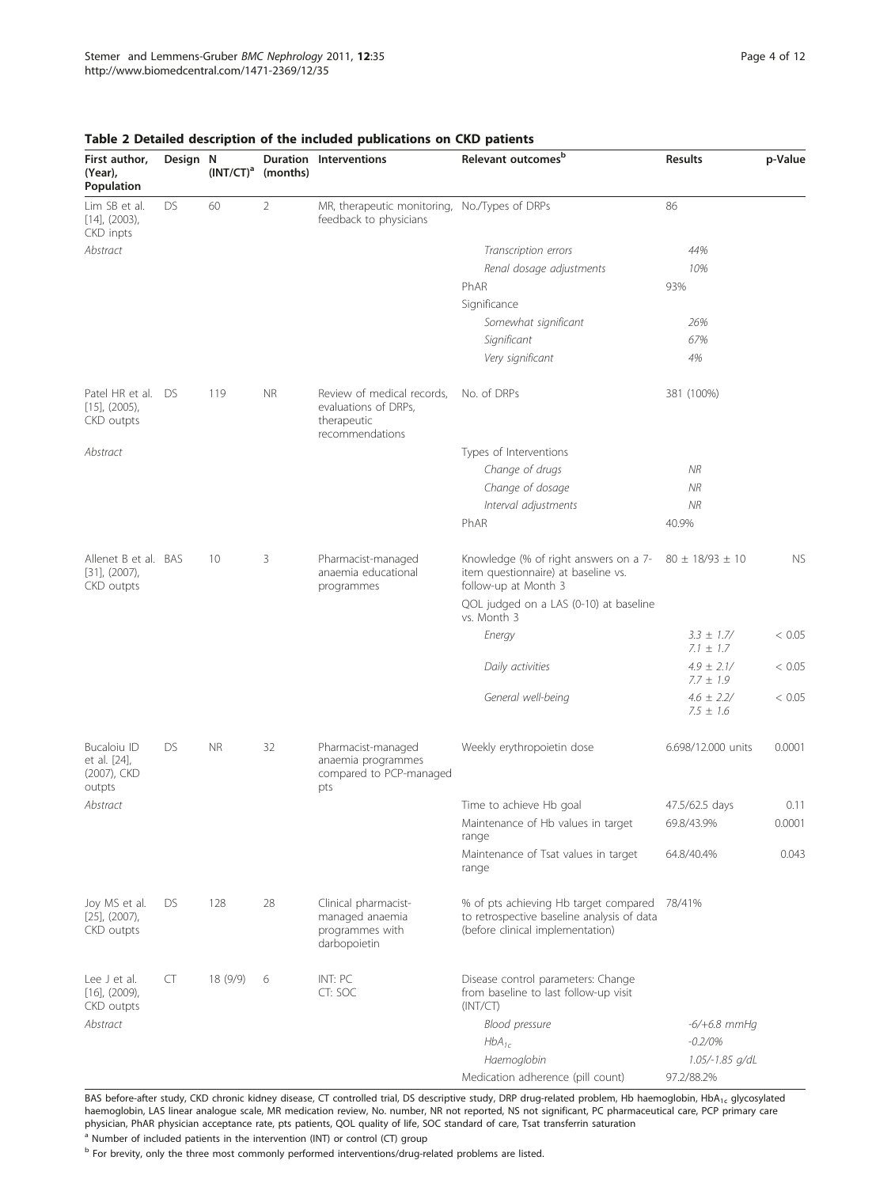**Table 2 Detailed description of the included publications on CKD patients**

| First author, (Year), Population | Design | N (INT/CT)[a] | Duration (months) | Interventions | Relevant outcomes[b] | Results | p-Value |
|---|---|---|---|---|---|---|---|
| Lim SB et al. [14], (2003), CKD inpts | DS | 60 | 2 | MR, therapeutic monitoring, feedback to physicians | No./Types of DRPs | 86 | |
| *Abstract* | | | | | *Transcription errors* | *44%* | |
| | | | | | *Renal dosage adjustments* | *10%* | |
| | | | | | PhAR | 93% | |
| | | | | | Significance | | |
| | | | | | *Somewhat significant* | *26%* | |
| | | | | | *Significant* | *67%* | |
| | | | | | *Very significant* | *4%* | |
| Patel HR et al. [15], (2005), CKD outpts | DS | 119 | NR | Review of medical records, evaluations of DRPs, therapeutic recommendations | No. of DRPs | 381 (100%) | |
| *Abstract* | | | | | Types of Interventions | | |
| | | | | | *Change of drugs* | *NR* | |
| | | | | | *Change of dosage* | *NR* | |
| | | | | | *Interval adjustments* | *NR* | |
| | | | | | PhAR | 40.9% | |
| Allenet B et al. [31], (2007), CKD outpts | BAS | 10 | 3 | Pharmacist-managed anaemia educational programmes | Knowledge (% of right answers on a 7-item questionnaire) at baseline vs. follow-up at Month 3 | 80 ± 18/93 ± 10 | NS |
| | | | | | QOL judged on a LAS (0-10) at baseline vs. Month 3 | | |
| | | | | | *Energy* | *3.3 ± 1.7/ 7.1 ± 1.7* | < 0.05 |
| | | | | | *Daily activities* | *4.9 ± 2.1/ 7.7 ± 1.9* | < 0.05 |
| | | | | | *General well-being* | *4.6 ± 2.2/ 7.5 ± 1.6* | < 0.05 |
| Bucaloiu ID et al. [24], (2007), CKD outpts | DS | NR | 32 | Pharmacist-managed anaemia programmes compared to PCP-managed pts | Weekly erythropoietin dose | 6.698/12.000 units | 0.0001 |
| *Abstract* | | | | | Time to achieve Hb goal | 47.5/62.5 days | 0.11 |
| | | | | | Maintenance of Hb values in target range | 69.8/43.9% | 0.0001 |
| | | | | | Maintenance of Tsat values in target range | 64.8/40.4% | 0.043 |
| Joy MS et al. [25], (2007), CKD outpts | DS | 128 | 28 | Clinical pharmacist-managed anaemia programmes with darbopoietin | % of pts achieving Hb target compared to retrospective baseline analysis of data (before clinical implementation) | 78/41% | |
| Lee J et al. [16], (2009), CKD outpts | CT | 18 (9/9) | 6 | INT: PC<br>CT: SOC | Disease control parameters: Change from baseline to last follow-up visit (INT/CT) | | |
| *Abstract* | | | | | *Blood pressure* | *-6/+6.8 mmHg* | |
| | | | | | *$HbA_{1c}$* | *-0.2/0%* | |
| | | | | | *Haemoglobin* | *1.05/-1.85 g/dL* | |
| | | | | | Medication adherence (pill count) | 97.2/88.2% | |

BAS before-after study, CKD chronic kidney disease, CT controlled trial, DS descriptive study, DRP drug-related problem, Hb haemoglobin, $HbA_{1c}$ glycosylated haemoglobin, LAS linear analogue scale, MR medication review, No. number, NR not reported, NS not significant, PC pharmaceutical care, PCP primary care physician, PhAR physician acceptance rate, pts patients, QOL quality of life, SOC standard of care, Tsat transferrin saturation

[a] Number of included patients in the intervention (INT) or control (CT) group

[b] For brevity, only the three most commonly performed interventions/drug-related problems are listed.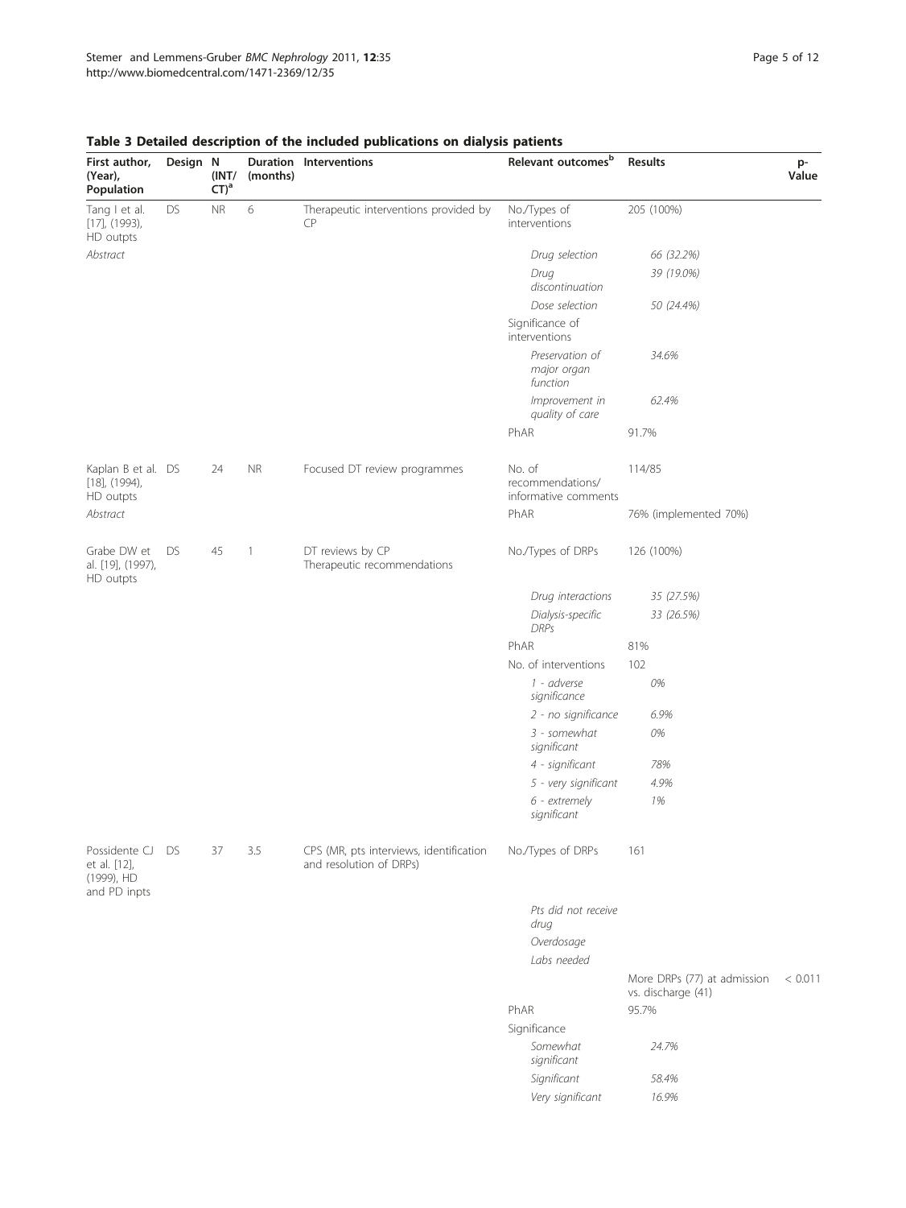**Table 3 Detailed description of the included publications on dialysis patients**

| First author, (Year), Population | Design | N (INT/CT)[a] | Duration (months) | Interventions | Relevant outcomes[b] | Results | p-Value |
|---|---|---|---|---|---|---|---|
| Tang I et al. [17], (1993), HD outpts | DS | NR | 6 | Therapeutic interventions provided by CP | No./Types of interventions | 205 (100%) | |
| *Abstract* | | | | | *Drug selection* | *66 (32.2%)* | |
| | | | | | *Drug discontinuation* | *39 (19.0%)* | |
| | | | | | *Dose selection* | *50 (24.4%)* | |
| | | | | | Significance of interventions | | |
| | | | | | *Preservation of major organ function* | *34.6%* | |
| | | | | | *Improvement in quality of care* | *62.4%* | |
| | | | | | PhAR | 91.7% | |
| Kaplan B et al. [18], (1994), HD outpts | DS | 24 | NR | Focused DT review programmes | No. of recommendations/ informative comments | 114/85 | |
| *Abstract* | | | | | PhAR | 76% (implemented 70%) | |
| Grabe DW et al. [19], (1997), HD outpts | DS | 45 | 1 | DT reviews by CP Therapeutic recommendations | No./Types of DRPs | 126 (100%) | |
| | | | | | *Drug interactions* | *35 (27.5%)* | |
| | | | | | *Dialysis-specific DRPs* | *33 (26.5%)* | |
| | | | | | PhAR | 81% | |
| | | | | | No. of interventions | 102 | |
| | | | | | *1 - adverse significance* | *0%* | |
| | | | | | *2 - no significance* | *6.9%* | |
| | | | | | *3 - somewhat significant* | *0%* | |
| | | | | | *4 - significant* | *78%* | |
| | | | | | *5 - very significant* | *4.9%* | |
| | | | | | *6 - extremely significant* | *1%* | |
| Possidente CJ et al. [12], (1999), HD and PD inpts | DS | 37 | 3.5 | CPS (MR, pts interviews, identification and resolution of DRPs) | No./Types of DRPs | 161 | |
| | | | | | *Pts did not receive drug* | | |
| | | | | | *Overdosage* | | |
| | | | | | *Labs needed* | | |
| | | | | | | More DRPs (77) at admission vs. discharge (41) | < 0.011 |
| | | | | | PhAR | 95.7% | |
| | | | | | Significance | | |
| | | | | | *Somewhat significant* | *24.7%* | |
| | | | | | *Significant* | *58.4%* | |
| | | | | | *Very significant* | *16.9%* | |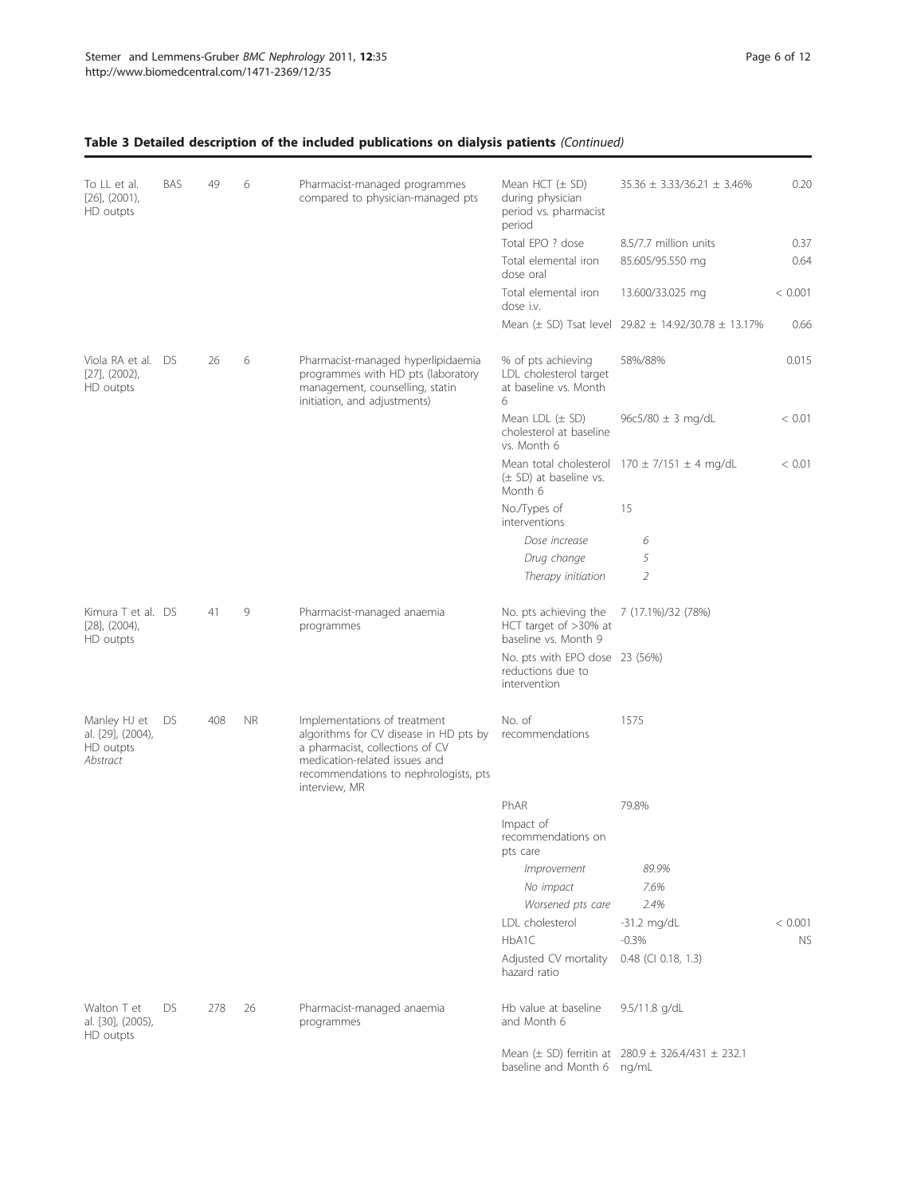## Table 3 Detailed description of the included publications on dialysis patients *(Continued)*

| | | | | | | | |
|---|---|---|---|---|---|---|---|
| To LL et al. [26], (2001), HD outpts | BAS | 49 | 6 | Pharmacist-managed programmes compared to physician-managed pts | Mean HCT (± SD) during physician period vs. pharmacist period | 35.36 ± 3.33/36.21 ± 3.46% | 0.20 |
| | | | | | Total EPO ? dose | 8.5/7.7 million units | 0.37 |
| | | | | | Total elemental iron dose oral | 85.605/95.550 mg | 0.64 |
| | | | | | Total elemental iron dose i.v. | 13.600/33.025 mg | < 0.001 |
| | | | | | Mean (± SD) Tsat level | 29.82 ± 14.92/30.78 ± 13.17% | 0.66 |
| Viola RA et al. [27], (2002), HD outpts | DS | 26 | 6 | Pharmacist-managed hyperlipidaemia programmes with HD pts (laboratory management, counselling, statin initiation, and adjustments) | % of pts achieving LDL cholesterol target at baseline vs. Month 6 | 58%/88% | 0.015 |
| | | | | | Mean LDL (± SD) cholesterol at baseline vs. Month 6 | 96c5/80 ± 3 mg/dL | < 0.01 |
| | | | | | Mean total cholesterol (± SD) at baseline vs. Month 6 | 170 ± 7/151 ± 4 mg/dL | < 0.01 |
| | | | | | No./Types of interventions | 15 | |
| | | | | | *Dose increase* | *6* | |
| | | | | | *Drug change* | *5* | |
| | | | | | *Therapy initiation* | *2* | |
| Kimura T et al. [28], (2004), HD outpts | DS | 41 | 9 | Pharmacist-managed anaemia programmes | No. pts achieving the HCT target of >30% at baseline vs. Month 9 | 7 (17.1%)/32 (78%) | |
| | | | | | No. pts with EPO dose reductions due to intervention | 23 (56%) | |
| Manley HJ et al. [29], (2004), HD outpts *Abstract* | DS | 408 | NR | Implementations of treatment algorithms for CV disease in HD pts by a pharmacist, collections of CV medication-related issues and recommendations to nephrologists, pts interview, MR | No. of recommendations | 1575 | |
| | | | | | PhAR | 79.8% | |
| | | | | | Impact of recommendations on pts care | | |
| | | | | | *Improvement* | *89.9%* | |
| | | | | | *No impact* | *7.6%* | |
| | | | | | *Worsened pts care* | *2.4%* | |
| | | | | | LDL cholesterol | -31.2 mg/dL | < 0.001 |
| | | | | | HbA1C | -0.3% | NS |
| | | | | | Adjusted CV mortality hazard ratio | 0.48 (CI 0.18, 1.3) | |
| Walton T et al. [30], (2005), HD outpts | DS | 278 | 26 | Pharmacist-managed anaemia programmes | Hb value at baseline and Month 6 | 9.5/11.8 g/dL | |
| | | | | | Mean (± SD) ferritin at baseline and Month 6 | 280.9 ± 326.4/431 ± 232.1 ng/mL | |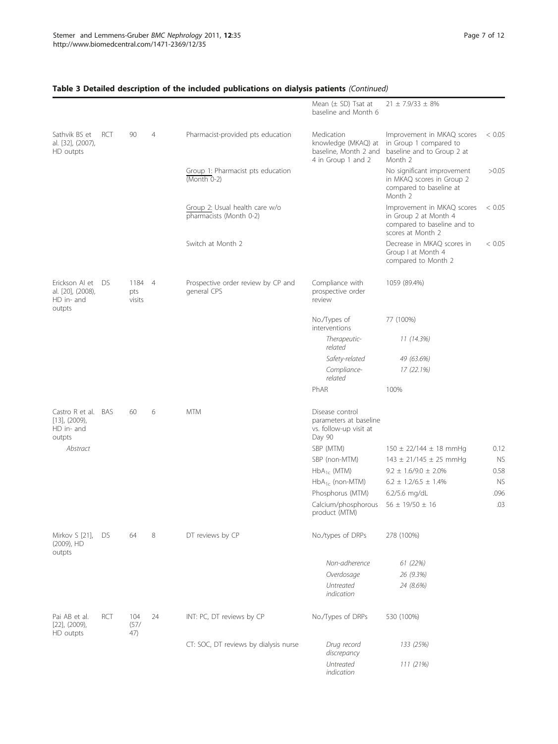## Table 3 Detailed description of the included publications on dialysis patients *(Continued)*

| | | | | | | | |
|---|---|---|---|---|---|---|---|
| | | | | | Mean (± SD) Tsat at baseline and Month 6 | 21 ± 7.9/33 ± 8% | |
| Sathvik BS et al. [32], (2007), HD outpts | RCT | 90 | 4 | Pharmacist-provided pts education | Medication knowledge (MKAQ) at baseline, Month 2 and 4 in Group 1 and 2 | Improvement in MKAQ scores in Group 1 compared to baseline and to Group 2 at Month 2 | < 0.05 |
| | | | | Group 1: Pharmacist pts education (Month 0-2) | | No significant improvement in MKAQ scores in Group 2 compared to baseline at Month 2 | >0.05 |
| | | | | Group 2: Usual health care w/o pharmacists (Month 0-2) | | Improvement in MKAQ scores in Group 2 at Month 4 compared to baseline and to scores at Month 2 | < 0.05 |
| | | | | Switch at Month 2 | | Decrease in MKAQ scores in Group I at Month 4 compared to Month 2 | < 0.05 |
| Erickson AI et al. [20], (2008), HD in- and outpts | DS | 1184 pts visits | 4 | Prospective order review by CP and general CPS | Compliance with prospective order review | 1059 (89.4%) | |
| | | | | | No./Types of interventions | 77 (100%) | |
| | | | | | *Therapeutic-related* | *11 (14.3%)* | |
| | | | | | *Safety-related* | *49 (63.6%)* | |
| | | | | | *Compliance-related* | *17 (22.1%)* | |
| | | | | | PhAR | 100% | |
| Castro R et al. [13], (2009), HD in- and outpts *Abstract* | BAS | 60 | 6 | MTM | Disease control parameters at baseline vs. follow-up visit at Day 90 | | |
| | | | | | SBP (MTM) | 150 ± 22/144 ± 18 mmHg | 0.12 |
| | | | | | SBP (non-MTM) | 143 ± 21/145 ± 25 mmHg | NS |
| | | | | | $HbA_{1c}$ (MTM) | 9.2 ± 1.6/9.0 ± 2.0% | 0.58 |
| | | | | | $HbA_{1c}$ (non-MTM) | 6.2 ± 1.2/6.5 ± 1.4% | NS |
| | | | | | Phosphorus (MTM) | 6.2/5.6 mg/dL | .096 |
| | | | | | Calcium/phosphorous product (MTM) | 56 ± 19/50 ± 16 | .03 |
| Mirkov S [21], (2009), HD outpts | DS | 64 | 8 | DT reviews by CP | No./types of DRPs | 278 (100%) | |
| | | | | | *Non-adherence* | *61 (22%)* | |
| | | | | | *Overdosage* | *26 (9.3%)* | |
| | | | | | *Untreated indication* | *24 (8.6%)* | |
| Pai AB et al. [22], (2009), HD outpts | RCT | 104 (57/47) | 24 | INT: PC, DT reviews by CP | No./Types of DRPs | 530 (100%) | |
| | | | | CT: SOC, DT reviews by dialysis nurse | *Drug record discrepancy* | *133 (25%)* | |
| | | | | | *Untreated indication* | *111 (21%)* | |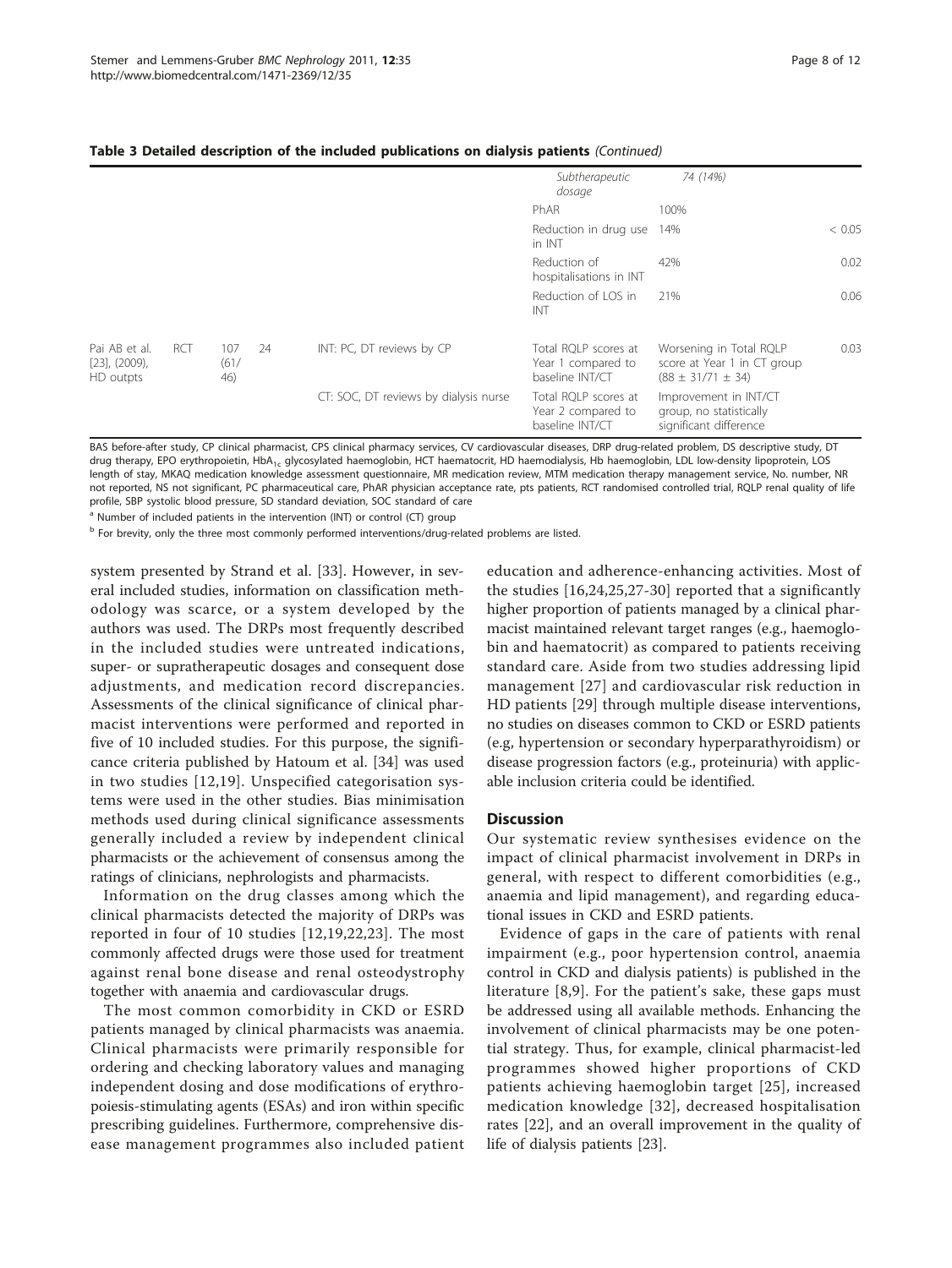**Table 3 Detailed description of the included publications on dialysis patients** *(Continued)*

| | | | | | | | |
|---|---|---|---|---|---|---|---|
| | | | | | *Subtherapeutic dosage* | *74 (14%)* | |
| | | | | | PhAR | 100% | |
| | | | | | Reduction in drug use in INT | 14% | < 0.05 |
| | | | | | Reduction of hospitalisations in INT | 42% | 0.02 |
| | | | | | Reduction of LOS in INT | 21% | 0.06 |
| Pai AB et al. [23], (2009), HD outpts | RCT | 107 (61/46) | 24 | INT: PC, DT reviews by CP | Total RQLP scores at Year 1 compared to baseline INT/CT | Worsening in Total RQLP score at Year 1 in CT group (88 ± 31/71 ± 34) | 0.03 |
| | | | | CT: SOC, DT reviews by dialysis nurse | Total RQLP scores at Year 2 compared to baseline INT/CT | Improvement in INT/CT group, no statistically significant difference | |

BAS before-after study, CP clinical pharmacist, CPS clinical pharmacy services, CV cardiovascular diseases, DRP drug-related problem, DS descriptive study, DT drug therapy, EPO erythropoietin, $HbA_{1c}$ glycosylated haemoglobin, HCT haematocrit, HD haemodialysis, Hb haemoglobin, LDL low-density lipoprotein, LOS length of stay, MKAQ medication knowledge assessment questionnaire, MR medication review, MTM medication therapy management service, No. number, NR not reported, NS not significant, PC pharmaceutical care, PhAR physician acceptance rate, pts patients, RCT randomised controlled trial, RQLP renal quality of life profile, SBP systolic blood pressure, SD standard deviation, SOC standard of care

[a] Number of included patients in the intervention (INT) or control (CT) group

[b] For brevity, only the three most commonly performed interventions/drug-related problems are listed.

system presented by Strand et al. [33]. However, in several included studies, information on classification methodology was scarce, or a system developed by the authors was used. The DRPs most frequently described in the included studies were untreated indications, super- or supratherapeutic dosages and consequent dose adjustments, and medication record discrepancies. Assessments of the clinical significance of clinical pharmacist interventions were performed and reported in five of 10 included studies. For this purpose, the significance criteria published by Hatoum et al. [34] was used in two studies [12,19]. Unspecified categorisation systems were used in the other studies. Bias minimisation methods used during clinical significance assessments generally included a review by independent clinical pharmacists or the achievement of consensus among the ratings of clinicians, nephrologists and pharmacists.

Information on the drug classes among which the clinical pharmacists detected the majority of DRPs was reported in four of 10 studies [12,19,22,23]. The most commonly affected drugs were those used for treatment against renal bone disease and renal osteodystrophy together with anaemia and cardiovascular drugs.

The most common comorbidity in CKD or ESRD patients managed by clinical pharmacists was anaemia. Clinical pharmacists were primarily responsible for ordering and checking laboratory values and managing independent dosing and dose modifications of erythropoiesis-stimulating agents (ESAs) and iron within specific prescribing guidelines. Furthermore, comprehensive disease management programmes also included patient education and adherence-enhancing activities. Most of the studies [16,24,25,27-30] reported that a significantly higher proportion of patients managed by a clinical pharmacist maintained relevant target ranges (e.g., haemoglobin and haematocrit) as compared to patients receiving standard care. Aside from two studies addressing lipid management [27] and cardiovascular risk reduction in HD patients [29] through multiple disease interventions, no studies on diseases common to CKD or ESRD patients (e.g, hypertension or secondary hyperparathyroidism) or disease progression factors (e.g., proteinuria) with applicable inclusion criteria could be identified.

## Discussion

Our systematic review synthesises evidence on the impact of clinical pharmacist involvement in DRPs in general, with respect to different comorbidities (e.g., anaemia and lipid management), and regarding educational issues in CKD and ESRD patients.

Evidence of gaps in the care of patients with renal impairment (e.g., poor hypertension control, anaemia control in CKD and dialysis patients) is published in the literature [8,9]. For the patient's sake, these gaps must be addressed using all available methods. Enhancing the involvement of clinical pharmacists may be one potential strategy. Thus, for example, clinical pharmacist-led programmes showed higher proportions of CKD patients achieving haemoglobin target [25], increased medication knowledge [32], decreased hospitalisation rates [22], and an overall improvement in the quality of life of dialysis patients [23].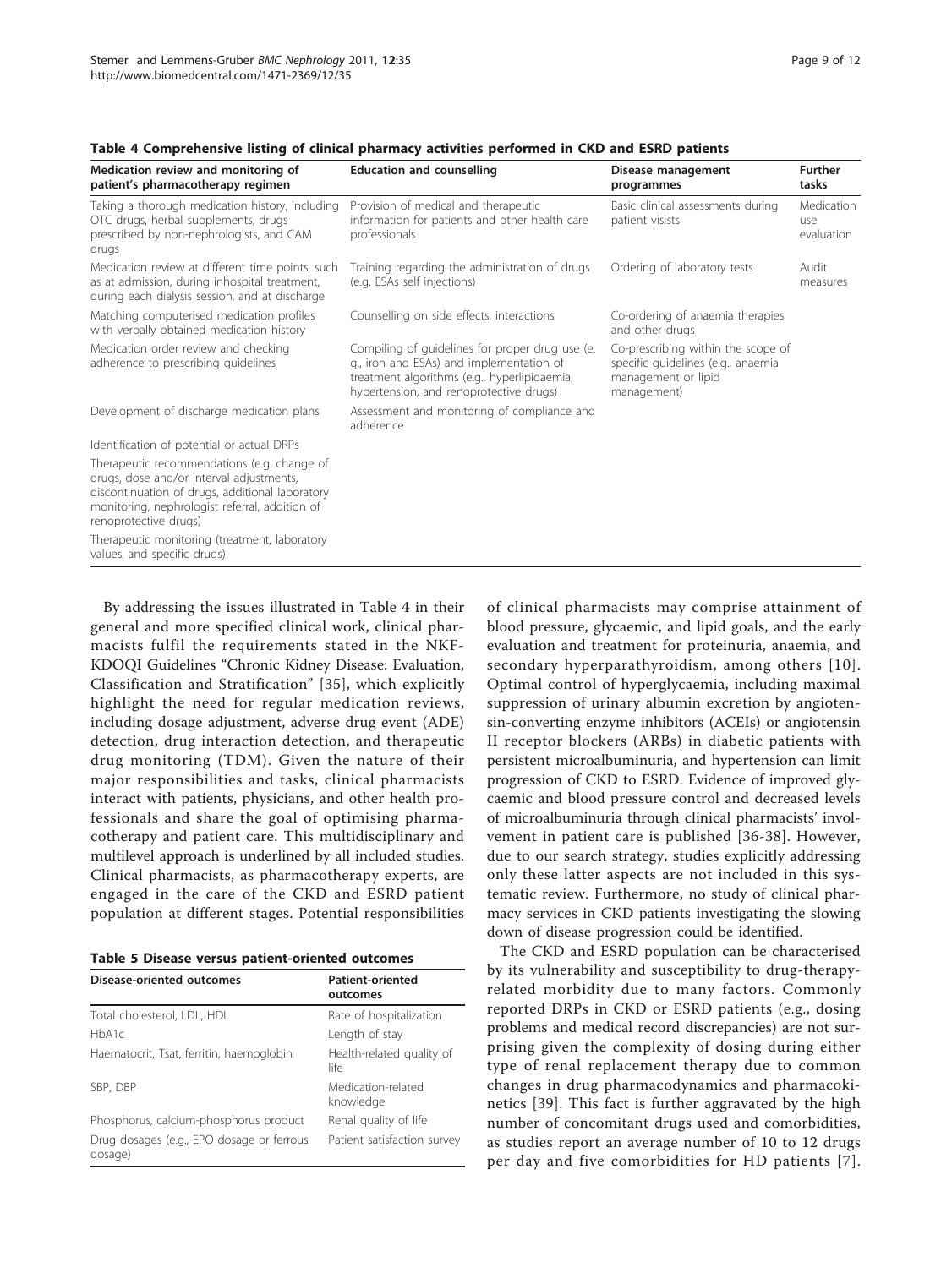**Table 4 Comprehensive listing of clinical pharmacy activities performed in CKD and ESRD patients**

| Medication review and monitoring of patient's pharmacotherapy regimen | Education and counselling | Disease management programmes | Further tasks |
|---|---|---|---|
| Taking a thorough medication history, including OTC drugs, herbal supplements, drugs prescribed by non-nephrologists, and CAM drugs | Provision of medical and therapeutic information for patients and other health care professionals | Basic clinical assessments during patient visits | Medication use evaluation |
| Medication review at different time points, such as at admission, during inhospital treatment, during each dialysis session, and at discharge | Training regarding the administration of drugs (e.g. ESAs self injections) | Ordering of laboratory tests | Audit measures |
| Matching computerised medication profiles with verbally obtained medication history | Counselling on side effects, interactions | Co-ordering of anaemia therapies and other drugs | |
| Medication order review and checking adherence to prescribing guidelines | Compiling of guidelines for proper drug use (e. g., iron and ESAs) and implementation of treatment algorithms (e.g., hyperlipidaemia, hypertension, and renoprotective drugs) | Co-prescribing within the scope of specific guidelines (e.g., anaemia management or lipid management) | |
| Development of discharge medication plans | Assessment and monitoring of compliance and adherence | | |
| Identification of potential or actual DRPs | | | |
| Therapeutic recommendations (e.g. change of drugs, dose and/or interval adjustments, discontinuation of drugs, additional laboratory monitoring, nephrologist referral, addition of renoprotective drugs) | | | |
| Therapeutic monitoring (treatment, laboratory values, and specific drugs) | | | |

By addressing the issues illustrated in Table 4 in their general and more specified clinical work, clinical pharmacists fulfil the requirements stated in the NKF-KDOQI Guidelines "Chronic Kidney Disease: Evaluation, Classification and Stratification" [35], which explicitly highlight the need for regular medication reviews, including dosage adjustment, adverse drug event (ADE) detection, drug interaction detection, and therapeutic drug monitoring (TDM). Given the nature of their major responsibilities and tasks, clinical pharmacists interact with patients, physicians, and other health professionals and share the goal of optimising pharmacotherapy and patient care. This multidisciplinary and multilevel approach is underlined by all included studies. Clinical pharmacists, as pharmacotherapy experts, are engaged in the care of the CKD and ESRD patient population at different stages. Potential responsibilities of clinical pharmacists may comprise attainment of blood pressure, glycaemic, and lipid goals, and the early evaluation and treatment for proteinuria, anaemia, and secondary hyperparathyroidism, among others [10]. Optimal control of hyperglycaemia, including maximal suppression of urinary albumin excretion by angiotensin-converting enzyme inhibitors (ACEIs) or angiotensin II receptor blockers (ARBs) in diabetic patients with persistent microalbuminuria, and hypertension can limit progression of CKD to ESRD. Evidence of improved glycaemic and blood pressure control and decreased levels of microalbuminuria through clinical pharmacists' involvement in patient care is published [36-38]. However, due to our search strategy, studies explicitly addressing only these latter aspects are not included in this systematic review. Furthermore, no study of clinical pharmacy services in CKD patients investigating the slowing down of disease progression could be identified.

**Table 5 Disease versus patient-oriented outcomes**

| Disease-oriented outcomes | Patient-oriented outcomes |
|---|---|
| Total cholesterol, LDL, HDL | Rate of hospitalization |
| HbA1c | Length of stay |
| Haematocrit, Tsat, ferritin, haemoglobin | Health-related quality of life |
| SBP, DBP | Medication-related knowledge |
| Phosphorus, calcium-phosphorus product | Renal quality of life |
| Drug dosages (e.g., EPO dosage or ferrous dosage) | Patient satisfaction survey |

The CKD and ESRD population can be characterised by its vulnerability and susceptibility to drug-therapy-related morbidity due to many factors. Commonly reported DRPs in CKD or ESRD patients (e.g., dosing problems and medical record discrepancies) are not surprising given the complexity of dosing during either type of renal replacement therapy due to common changes in drug pharmacodynamics and pharmacokinetics [39]. This fact is further aggravated by the high number of concomitant drugs used and comorbidities, as studies report an average number of 10 to 12 drugs per day and five comorbidities for HD patients [7].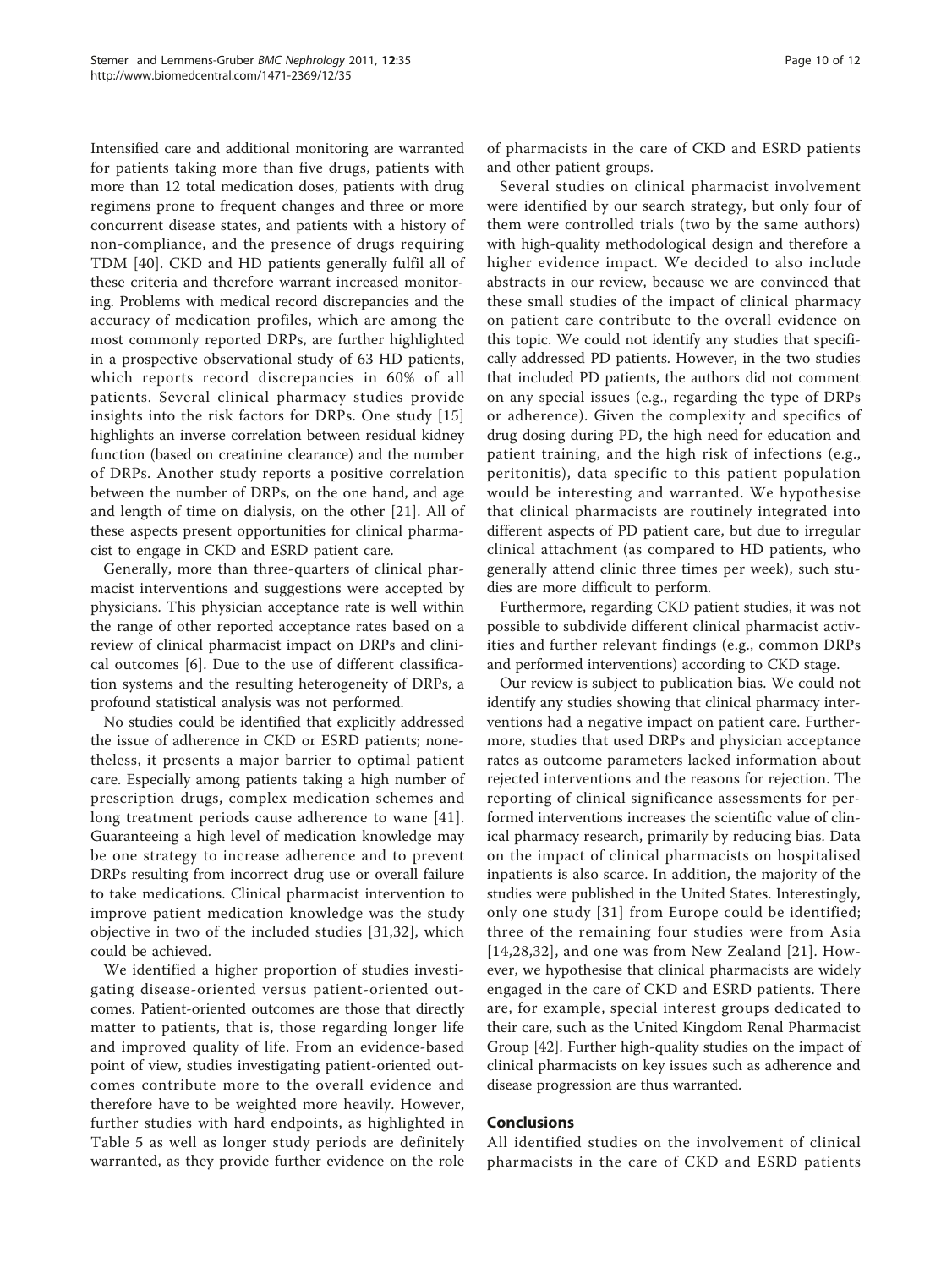Intensified care and additional monitoring are warranted for patients taking more than five drugs, patients with more than 12 total medication doses, patients with drug regimens prone to frequent changes and three or more concurrent disease states, and patients with a history of non-compliance, and the presence of drugs requiring TDM [40]. CKD and HD patients generally fulfil all of these criteria and therefore warrant increased monitoring. Problems with medical record discrepancies and the accuracy of medication profiles, which are among the most commonly reported DRPs, are further highlighted in a prospective observational study of 63 HD patients, which reports record discrepancies in 60% of all patients. Several clinical pharmacy studies provide insights into the risk factors for DRPs. One study [15] highlights an inverse correlation between residual kidney function (based on creatinine clearance) and the number of DRPs. Another study reports a positive correlation between the number of DRPs, on the one hand, and age and length of time on dialysis, on the other [21]. All of these aspects present opportunities for clinical pharmacist to engage in CKD and ESRD patient care.

Generally, more than three-quarters of clinical pharmacist interventions and suggestions were accepted by physicians. This physician acceptance rate is well within the range of other reported acceptance rates based on a review of clinical pharmacist impact on DRPs and clinical outcomes [6]. Due to the use of different classification systems and the resulting heterogeneity of DRPs, a profound statistical analysis was not performed.

No studies could be identified that explicitly addressed the issue of adherence in CKD or ESRD patients; nonetheless, it presents a major barrier to optimal patient care. Especially among patients taking a high number of prescription drugs, complex medication schemes and long treatment periods cause adherence to wane [41]. Guaranteeing a high level of medication knowledge may be one strategy to increase adherence and to prevent DRPs resulting from incorrect drug use or overall failure to take medications. Clinical pharmacist intervention to improve patient medication knowledge was the study objective in two of the included studies [31,32], which could be achieved.

We identified a higher proportion of studies investigating disease-oriented versus patient-oriented outcomes. Patient-oriented outcomes are those that directly matter to patients, that is, those regarding longer life and improved quality of life. From an evidence-based point of view, studies investigating patient-oriented outcomes contribute more to the overall evidence and therefore have to be weighted more heavily. However, further studies with hard endpoints, as highlighted in Table 5 as well as longer study periods are definitely warranted, as they provide further evidence on the role of pharmacists in the care of CKD and ESRD patients and other patient groups.

Several studies on clinical pharmacist involvement were identified by our search strategy, but only four of them were controlled trials (two by the same authors) with high-quality methodological design and therefore a higher evidence impact. We decided to also include abstracts in our review, because we are convinced that these small studies of the impact of clinical pharmacy on patient care contribute to the overall evidence on this topic. We could not identify any studies that specifically addressed PD patients. However, in the two studies that included PD patients, the authors did not comment on any special issues (e.g., regarding the type of DRPs or adherence). Given the complexity and specifics of drug dosing during PD, the high need for education and patient training, and the high risk of infections (e.g., peritonitis), data specific to this patient population would be interesting and warranted. We hypothesise that clinical pharmacists are routinely integrated into different aspects of PD patient care, but due to irregular clinical attachment (as compared to HD patients, who generally attend clinic three times per week), such studies are more difficult to perform.

Furthermore, regarding CKD patient studies, it was not possible to subdivide different clinical pharmacist activities and further relevant findings (e.g., common DRPs and performed interventions) according to CKD stage.

Our review is subject to publication bias. We could not identify any studies showing that clinical pharmacy interventions had a negative impact on patient care. Furthermore, studies that used DRPs and physician acceptance rates as outcome parameters lacked information about rejected interventions and the reasons for rejection. The reporting of clinical significance assessments for performed interventions increases the scientific value of clinical pharmacy research, primarily by reducing bias. Data on the impact of clinical pharmacists on hospitalised inpatients is also scarce. In addition, the majority of the studies were published in the United States. Interestingly, only one study [31] from Europe could be identified; three of the remaining four studies were from Asia [14,28,32], and one was from New Zealand [21]. However, we hypothesise that clinical pharmacists are widely engaged in the care of CKD and ESRD patients. There are, for example, special interest groups dedicated to their care, such as the United Kingdom Renal Pharmacist Group [42]. Further high-quality studies on the impact of clinical pharmacists on key issues such as adherence and disease progression are thus warranted.

## Conclusions

All identified studies on the involvement of clinical pharmacists in the care of CKD and ESRD patients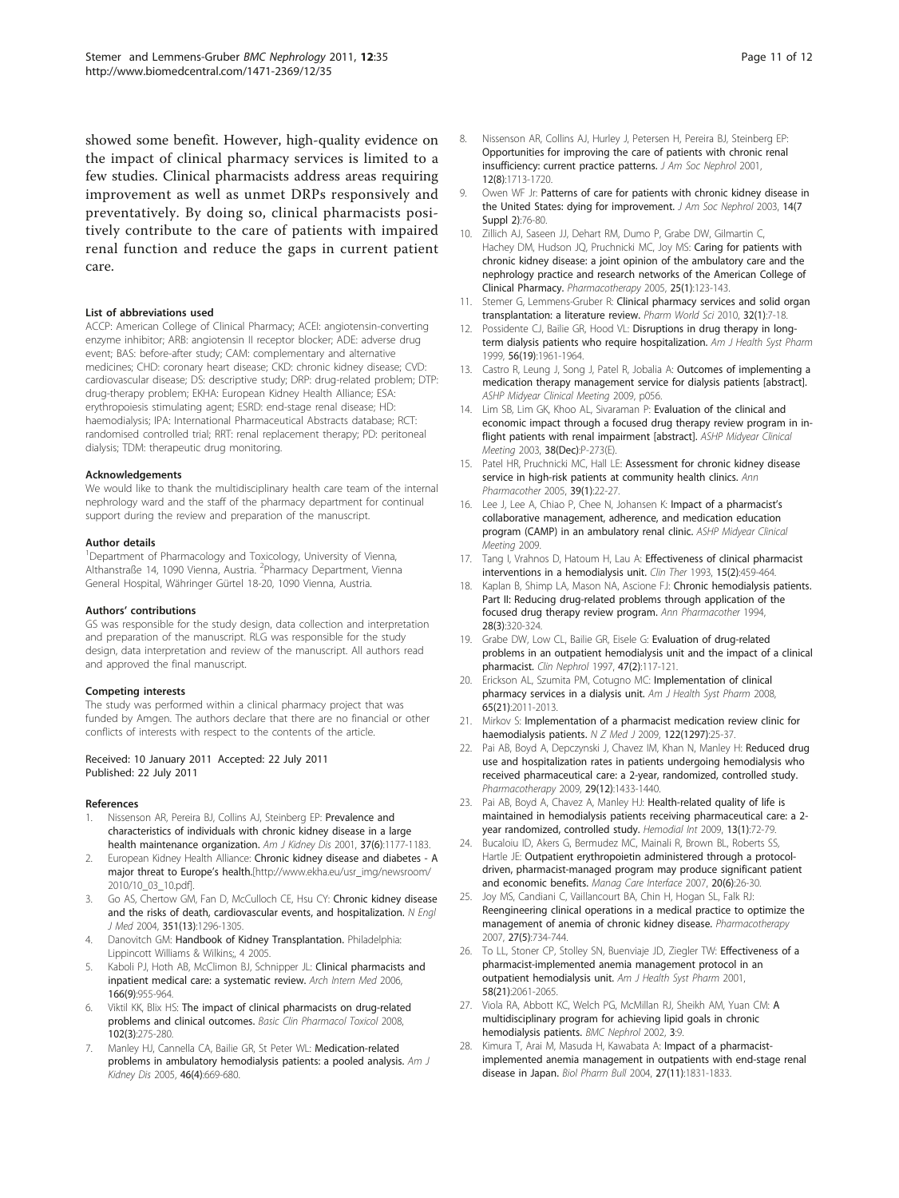showed some benefit. However, high-quality evidence on the impact of clinical pharmacy services is limited to a few studies. Clinical pharmacists address areas requiring improvement as well as unmet DRPs responsively and preventatively. By doing so, clinical pharmacists positively contribute to the care of patients with impaired renal function and reduce the gaps in current patient care.

#### List of abbreviations used

ACCP: American College of Clinical Pharmacy; ACEI: angiotensin-converting enzyme inhibitor; ARB: angiotensin II receptor blocker; ADE: adverse drug event; BAS: before-after study; CAM: complementary and alternative medicines; CHD: coronary heart disease; CKD: chronic kidney disease; CVD: cardiovascular disease; DS: descriptive study; DRP: drug-related problem; DTP: drug-therapy problem; EKHA: European Kidney Health Alliance; ESA: erythropoiesis stimulating agent; ESRD: end-stage renal disease; HD: haemodialysis; IPA: International Pharmaceutical Abstracts database; RCT: randomised controlled trial; RRT: renal replacement therapy; PD: peritoneal dialysis; TDM: therapeutic drug monitoring.

#### Acknowledgements

We would like to thank the multidisciplinary health care team of the internal nephrology ward and the staff of the pharmacy department for continual support during the review and preparation of the manuscript.

#### Author details

[1]Department of Pharmacology and Toxicology, University of Vienna, Althanstraße 14, 1090 Vienna, Austria. [2]Pharmacy Department, Vienna General Hospital, Währinger Gürtel 18-20, 1090 Vienna, Austria.

#### Authors' contributions

GS was responsible for the study design, data collection and interpretation and preparation of the manuscript. RLG was responsible for the study design, data interpretation and review of the manuscript. All authors read and approved the final manuscript.

#### Competing interests

The study was performed within a clinical pharmacy project that was funded by Amgen. The authors declare that there are no financial or other conflicts of interests with respect to the contents of the article.

Received: 10 January 2011 Accepted: 22 July 2011
Published: 22 July 2011

#### References

1. Nissenson AR, Pereira BJ, Collins AJ, Steinberg EP: **Prevalence and characteristics of individuals with chronic kidney disease in a large health maintenance organization.** *Am J Kidney Dis* 2001, **37(6)**:1177-1183.
2. European Kidney Health Alliance: **Chronic kidney disease and diabetes - A major threat to Europe's health.**[http://www.ekha.eu/usr_img/newsroom/2010/10_03_10.pdf].
3. Go AS, Chertow GM, Fan D, McCulloch CE, Hsu CY: **Chronic kidney disease and the risks of death, cardiovascular events, and hospitalization.** *N Engl J Med* 2004, **351(13)**:1296-1305.
4. Danovitch GM: **Handbook of Kidney Transplantation.** Philadelphia: Lippincott Williams & Wilkins;, 4 2005.
5. Kaboli PJ, Hoth AB, McClimon BJ, Schnipper JL: **Clinical pharmacists and inpatient medical care: a systematic review.** *Arch Intern Med* 2006, **166(9)**:955-964.
6. Viktil KK, Blix HS: **The impact of clinical pharmacists on drug-related problems and clinical outcomes.** *Basic Clin Pharmacol Toxicol* 2008, **102(3)**:275-280.
7. Manley HJ, Cannella CA, Bailie GR, St Peter WL: **Medication-related problems in ambulatory hemodialysis patients: a pooled analysis.** *Am J Kidney Dis* 2005, **46(4)**:669-680.
8. Nissenson AR, Collins AJ, Hurley J, Petersen H, Pereira BJ, Steinberg EP: **Opportunities for improving the care of patients with chronic renal insufficiency: current practice patterns.** *J Am Soc Nephrol* 2001, **12(8)**:1713-1720.
9. Owen WF Jr: **Patterns of care for patients with chronic kidney disease in the United States: dying for improvement.** *J Am Soc Nephrol* 2003, **14(7 Suppl 2)**:76-80.
10. Zillich AJ, Saseen JJ, Dehart RM, Dumo P, Grabe DW, Gilmartin C, Hachey DM, Hudson JQ, Pruchnicki MC, Joy MS: **Caring for patients with chronic kidney disease: a joint opinion of the ambulatory care and the nephrology practice and research networks of the American College of Clinical Pharmacy.** *Pharmacotherapy* 2005, **25(1)**:123-143.
11. Stemer G, Lemmens-Gruber R: **Clinical pharmacy services and solid organ transplantation: a literature review.** *Pharm World Sci* 2010, **32(1)**:7-18.
12. Possidente CJ, Bailie GR, Hood VL: **Disruptions in drug therapy in long-term dialysis patients who require hospitalization.** *Am J Health Syst Pharm* 1999, **56(19)**:1961-1964.
13. Castro R, Leung J, Song J, Patel R, Jobalia A: **Outcomes of implementing a medication therapy management service for dialysis patients [abstract].** *ASHP Midyear Clinical Meeting* 2009, p056.
14. Lim SB, Lim GK, Khoo AL, Sivaraman P: **Evaluation of the clinical and economic impact through a focused drug therapy review program in in-flight patients with renal impairment [abstract].** *ASHP Midyear Clinical Meeting* 2003, **38(Dec)**:P-273(E).
15. Patel HR, Pruchnicki MC, Hall LE: **Assessment for chronic kidney disease service in high-risk patients at community health clinics.** *Ann Pharmacother* 2005, **39(1)**:22-27.
16. Lee J, Lee A, Chiao P, Chee N, Johansen K: **Impact of a pharmacist's collaborative management, adherence, and medication education program (CAMP) in an ambulatory renal clinic.** *ASHP Midyear Clinical Meeting* 2009.
17. Tang I, Vrahnos D, Hatoum H, Lau A: **Effectiveness of clinical pharmacist interventions in a hemodialysis unit.** *Clin Ther* 1993, **15(2)**:459-464.
18. Kaplan B, Shimp LA, Mason NA, Ascione FJ: **Chronic hemodialysis patients. Part II: Reducing drug-related problems through application of the focused drug therapy review program.** *Ann Pharmacother* 1994, **28(3)**:320-324.
19. Grabe DW, Low CL, Bailie GR, Eisele G: **Evaluation of drug-related problems in an outpatient hemodialysis unit and the impact of a clinical pharmacist.** *Clin Nephrol* 1997, **47(2)**:117-121.
20. Erickson AL, Szumita PM, Cotugno MC: **Implementation of clinical pharmacy services in a dialysis unit.** *Am J Health Syst Pharm* 2008, **65(21)**:2011-2013.
21. Mirkov S: **Implementation of a pharmacist medication review clinic for haemodialysis patients.** *N Z Med J* 2009, **122(1297)**:25-37.
22. Pai AB, Boyd A, Depczynski J, Chavez IM, Khan N, Manley H: **Reduced drug use and hospitalization rates in patients undergoing hemodialysis who received pharmaceutical care: a 2-year, randomized, controlled study.** *Pharmacotherapy* 2009, **29(12)**:1433-1440.
23. Pai AB, Boyd A, Chavez A, Manley HJ: **Health-related quality of life is maintained in hemodialysis patients receiving pharmaceutical care: a 2-year randomized, controlled study.** *Hemodial Int* 2009, **13(1)**:72-79.
24. Bucaloiu ID, Akers G, Bermudez MC, Mainali R, Brown BL, Roberts SS, Hartle JE: **Outpatient erythropoietin administered through a protocol-driven, pharmacist-managed program may produce significant patient and economic benefits.** *Manag Care Interface* 2007, **20(6)**:26-30.
25. Joy MS, Candiani C, Vaillancourt BA, Chin H, Hogan SL, Falk RJ: **Reengineering clinical operations in a medical practice to optimize the management of anemia of chronic kidney disease.** *Pharmacotherapy* 2007, **27(5)**:734-744.
26. To LL, Stoner CP, Stolley SN, Buenviaje JD, Ziegler TW: **Effectiveness of a pharmacist-implemented anemia management protocol in an outpatient hemodialysis unit.** *Am J Health Syst Pharm* 2001, **58(21)**:2061-2065.
27. Viola RA, Abbott KC, Welch PG, McMillan RJ, Sheikh AM, Yuan CM: **A multidisciplinary program for achieving lipid goals in chronic hemodialysis patients.** *BMC Nephrol* 2002, **3**:9.
28. Kimura T, Arai M, Masuda H, Kawabata A: **Impact of a pharmacist-implemented anemia management in outpatients with end-stage renal disease in Japan.** *Biol Pharm Bull* 2004, **27(11)**:1831-1833.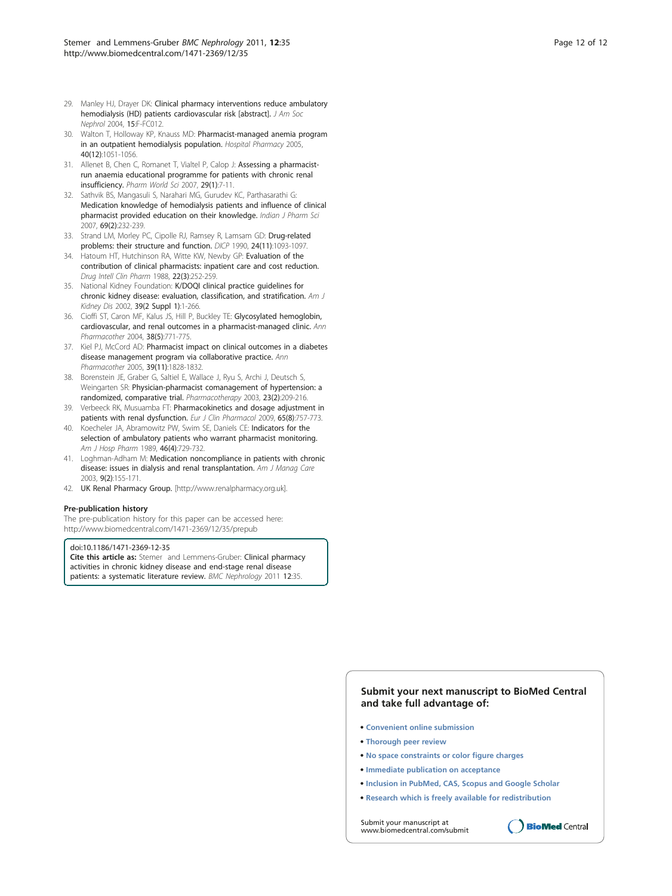29. Manley HJ, Drayer DK: **Clinical pharmacy interventions reduce ambulatory hemodialysis (HD) patients cardiovascular risk [abstract].** *J Am Soc Nephrol* 2004, **15**:F-FC012.
30. Walton T, Holloway KP, Knauss MD: **Pharmacist-managed anemia program in an outpatient hemodialysis population.** *Hospital Pharmacy* 2005, **40(12)**:1051-1056.
31. Allenet B, Chen C, Romanet T, Vialtel P, Calop J: **Assessing a pharmacist-run anaemia educational programme for patients with chronic renal insufficiency.** *Pharm World Sci* 2007, **29(1)**:7-11.
32. Sathvik BS, Mangasuli S, Narahari MG, Gurudev KC, Parthasarathi G: **Medication knowledge of hemodialysis patients and influence of clinical pharmacist provided education on their knowledge.** *Indian J Pharm Sci* 2007, **69(2)**:232-239.
33. Strand LM, Morley PC, Cipolle RJ, Ramsey R, Lamsam GD: **Drug-related problems: their structure and function.** *DICP* 1990, **24(11)**:1093-1097.
34. Hatoum HT, Hutchinson RA, Witte KW, Newby GP: **Evaluation of the contribution of clinical pharmacists: inpatient care and cost reduction.** *Drug Intell Clin Pharm* 1988, **22(3)**:252-259.
35. National Kidney Foundation: **K/DOQI clinical practice guidelines for chronic kidney disease: evaluation, classification, and stratification.** *Am J Kidney Dis* 2002, **39(2 Suppl 1)**:1-266.
36. Cioffi ST, Caron MF, Kalus JS, Hill P, Buckley TE: **Glycosylated hemoglobin, cardiovascular, and renal outcomes in a pharmacist-managed clinic.** *Ann Pharmacother* 2004, **38(5)**:771-775.
37. Kiel PJ, McCord AD: **Pharmacist impact on clinical outcomes in a diabetes disease management program via collaborative practice.** *Ann Pharmacother* 2005, **39(11)**:1828-1832.
38. Borenstein JE, Graber G, Saltiel E, Wallace J, Ryu S, Archi J, Deutsch S, Weingarten SR: **Physician-pharmacist comanagement of hypertension: a randomized, comparative trial.** *Pharmacotherapy* 2003, **23(2)**:209-216.
39. Verbeeck RK, Musuamba FT: **Pharmacokinetics and dosage adjustment in patients with renal dysfunction.** *Eur J Clin Pharmacol* 2009, **65(8)**:757-773.
40. Koecheler JA, Abramowitz PW, Swim SE, Daniels CE: **Indicators for the selection of ambulatory patients who warrant pharmacist monitoring.** *Am J Hosp Pharm* 1989, **46(4)**:729-732.
41. Loghman-Adham M: **Medication noncompliance in patients with chronic disease: issues in dialysis and renal transplantation.** *Am J Manag Care* 2003, **9(2)**:155-171.
42. **UK Renal Pharmacy Group.** [http://www.renalpharmacy.org.uk].

### Pre-publication history

The pre-publication history for this paper can be accessed here: http://www.biomedcentral.com/1471-2369/12/35/prepub

doi:10.1186/1471-2369-12-35

**Cite this article as:** Stemer and Lemmens-Gruber: **Clinical pharmacy activities in chronic kidney disease and end-stage renal disease patients: a systematic literature review.** *BMC Nephrology* 2011 **12**:35.

**Submit your next manuscript to BioMed Central and take full advantage of:**

- Convenient online submission
- Thorough peer review
- No space constraints or color figure charges
- Immediate publication on acceptance
- Inclusion in PubMed, CAS, Scopus and Google Scholar
- Research which is freely available for redistribution

Submit your manuscript at www.biomedcentral.com/submit

BioMed Central